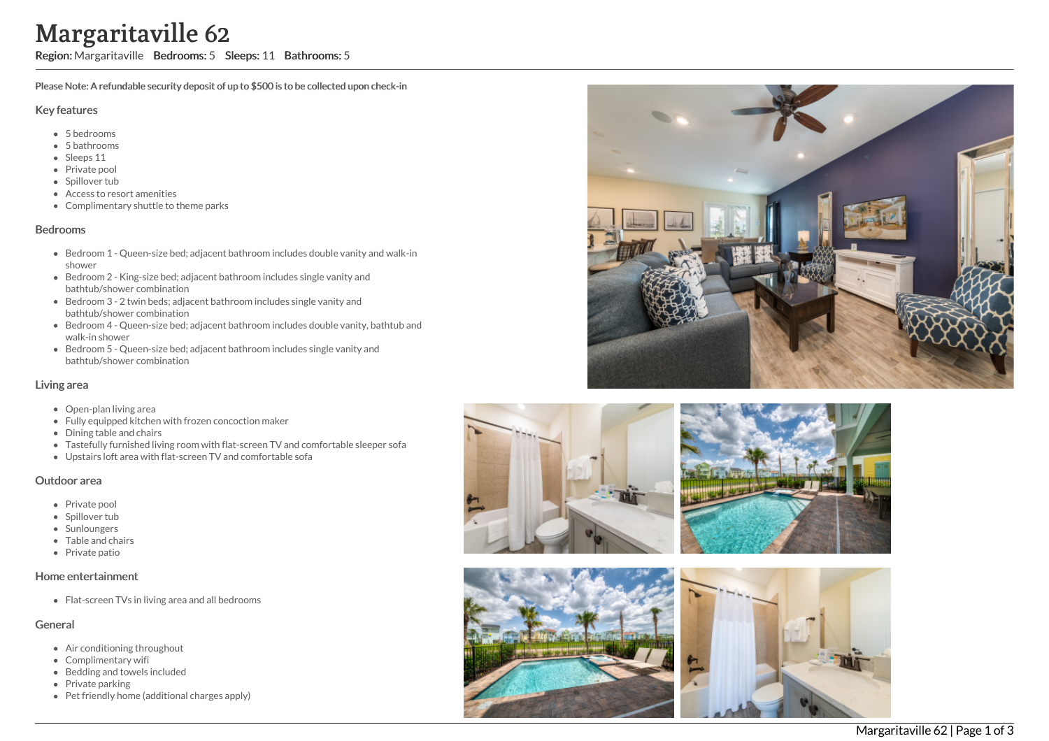# Margaritaville 62

**Region:** Margaritaville **Bedrooms:** 5 **Sleeps:** 11 **Bathrooms:** 5

**Please Note: A refundable security deposit of up to $500 is to be collected upon check-in**

## Key features

- 5 bedrooms
- 5 bathrooms
- Sleeps 11
- Private pool
- Spillover tub
- Access to resort amenities
- Complimentary shuttle to theme parks

## Bedrooms

- Bedroom 1 - Queen-size bed; adjacent bathroom includes double vanity and walk-in shower
- Bedroom 2 - King-size bed; adjacent bathroom includes single vanity and bathtub/shower combination
- Bedroom 3 - 2 twin beds; adjacent bathroom includes single vanity and bathtub/shower combination
- Bedroom 4 - Queen-size bed; adjacent bathroom includes double vanity, bathtub and walk-in shower
- Bedroom 5 - Queen-size bed; adjacent bathroom includes single vanity and bathtub/shower combination

## Living area

- Open-plan living area
- Fully equipped kitchen with frozen concoction maker
- Dining table and chairs
- Tastefully furnished living room with flat-screen TV and comfortable sleeper sofa
- Upstairs loft area with flat-screen TV and comfortable sofa

## Outdoor area

- Private pool
- Spillover tub
- Sunloungers
- Table and chairs
- Private patio

## Home entertainment

- Flat-screen TVs in living area and all bedrooms

## General

- Air conditioning throughout
- Complimentary wifi
- Bedding and towels included
- Private parking
- Pet friendly home (additional charges apply)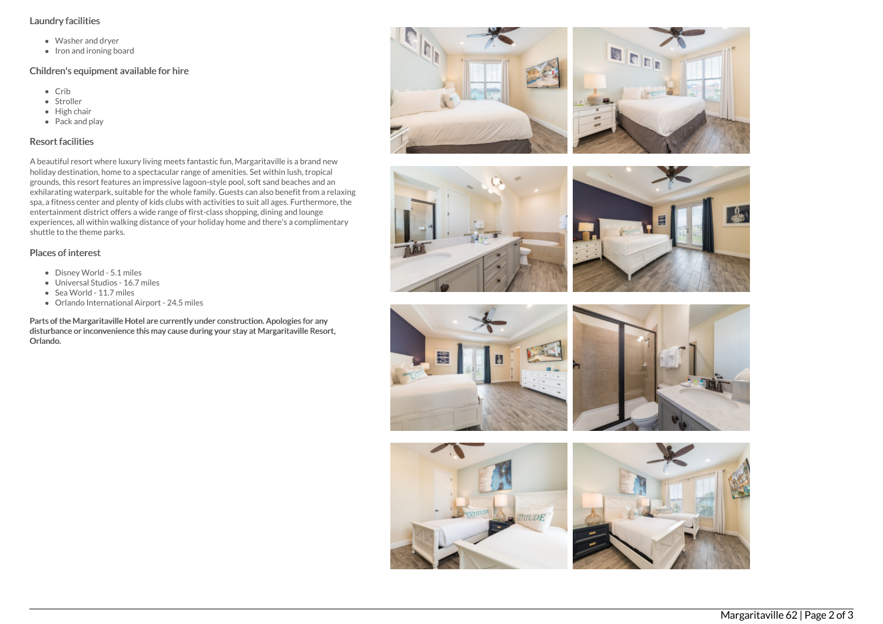## Laundry facilities

- Washer and dryer
- Iron and ironing board

## Children's equipment available for hire

- Crib
- Stroller
- High chair
- Pack and play

## Resort facilities

A beautiful resort where luxury living meets fantastic fun, Margaritaville is a brand new holiday destination, home to a spectacular range of amenities. Set within lush, tropical grounds, this resort features an impressive lagoon-style pool, soft sand beaches and an exhilarating waterpark, suitable for the whole family. Guests can also benefit from a relaxing spa, a fitness center and plenty of kids clubs with activities to suit all ages. Furthermore, the entertainment district offers a wide range of first-class shopping, dining and lounge experiences, all within walking distance of your holiday home and there's a complimentary shuttle to the theme parks.

## Places of interest

- Disney World - 5.1 miles
- Universal Studios - 16.7 miles
- Sea World - 11.7 miles
- Orlando International Airport - 24.5 miles

**Parts of the Margaritaville Hotel are currently under construction. Apologies for any disturbance or inconvenience this may cause during your stay at Margaritaville Resort, Orlando.**